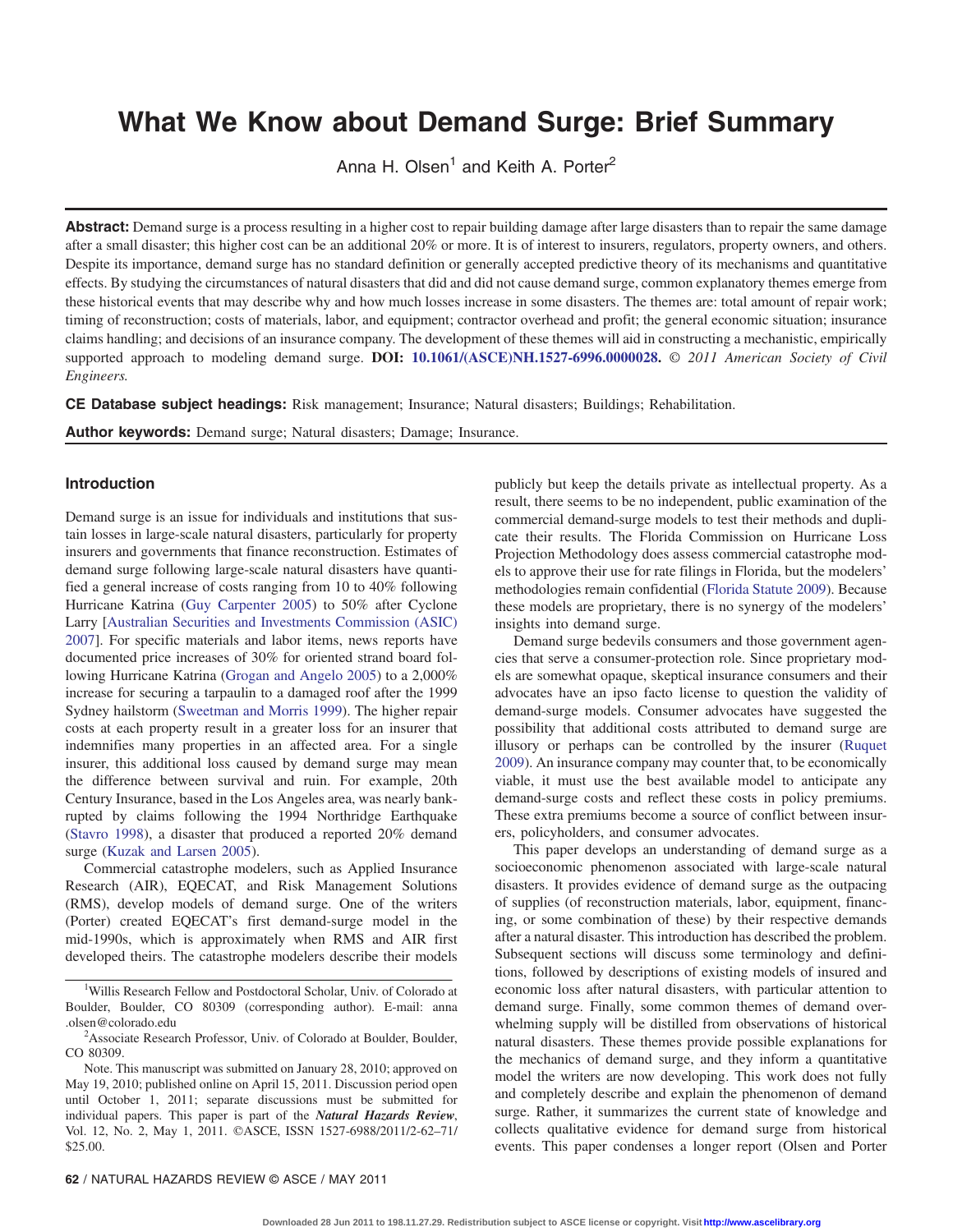# What We Know about Demand Surge: Brief Summary

Anna H. Olsen[1] and Keith A. Porter[2]

**Abstract:** Demand surge is a process resulting in a higher cost to repair building damage after large disasters than to repair the same damage after a small disaster; this higher cost can be an additional 20% or more. It is of interest to insurers, regulators, property owners, and others. Despite its importance, demand surge has no standard definition or generally accepted predictive theory of its mechanisms and quantitative effects. By studying the circumstances of natural disasters that did and did not cause demand surge, common explanatory themes emerge from these historical events that may describe why and how much losses increase in some disasters. The themes are: total amount of repair work; timing of reconstruction; costs of materials, labor, and equipment; contractor overhead and profit; the general economic situation; insurance claims handling; and decisions of an insurance company. The development of these themes will aid in constructing a mechanistic, empirically supported approach to modeling demand surge. **DOI: 10.1061/(ASCE)NH.1527-6996.0000028.** *© 2011 American Society of Civil Engineers.*

**CE Database subject headings:** Risk management; Insurance; Natural disasters; Buildings; Rehabilitation.

**Author keywords:** Demand surge; Natural disasters; Damage; Insurance.

## Introduction

Demand surge is an issue for individuals and institutions that sustain losses in large-scale natural disasters, particularly for property insurers and governments that finance reconstruction. Estimates of demand surge following large-scale natural disasters have quantified a general increase of costs ranging from 10 to 40% following Hurricane Katrina (Guy Carpenter 2005) to 50% after Cyclone Larry [Australian Securities and Investments Commission (ASIC) 2007]. For specific materials and labor items, news reports have documented price increases of 30% for oriented strand board following Hurricane Katrina (Grogan and Angelo 2005) to a 2,000% increase for securing a tarpaulin to a damaged roof after the 1999 Sydney hailstorm (Sweetman and Morris 1999). The higher repair costs at each property result in a greater loss for an insurer that indemnifies many properties in an affected area. For a single insurer, this additional loss caused by demand surge may mean the difference between survival and ruin. For example, 20th Century Insurance, based in the Los Angeles area, was nearly bankrupted by claims following the 1994 Northridge Earthquake (Stavro 1998), a disaster that produced a reported 20% demand surge (Kuzak and Larsen 2005).

Commercial catastrophe modelers, such as Applied Insurance Research (AIR), EQECAT, and Risk Management Solutions (RMS), develop models of demand surge. One of the writers (Porter) created EQECAT's first demand-surge model in the mid-1990s, which is approximately when RMS and AIR first developed theirs. The catastrophe modelers describe their models publicly but keep the details private as intellectual property. As a result, there seems to be no independent, public examination of the commercial demand-surge models to test their methods and duplicate their results. The Florida Commission on Hurricane Loss Projection Methodology does assess commercial catastrophe models to approve their use for rate filings in Florida, but the modelers' methodologies remain confidential (Florida Statute 2009). Because these models are proprietary, there is no synergy of the modelers' insights into demand surge.

Demand surge bedevils consumers and those government agencies that serve a consumer-protection role. Since proprietary models are somewhat opaque, skeptical insurance consumers and their advocates have an ipso facto license to question the validity of demand-surge models. Consumer advocates have suggested the possibility that additional costs attributed to demand surge are illusory or perhaps can be controlled by the insurer (Ruquet 2009). An insurance company may counter that, to be economically viable, it must use the best available model to anticipate any demand-surge costs and reflect these costs in policy premiums. These extra premiums become a source of conflict between insurers, policyholders, and consumer advocates.

This paper develops an understanding of demand surge as a socioeconomic phenomenon associated with large-scale natural disasters. It provides evidence of demand surge as the outpacing of supplies (of reconstruction materials, labor, equipment, financing, or some combination of these) by their respective demands after a natural disaster. This introduction has described the problem. Subsequent sections will discuss some terminology and definitions, followed by descriptions of existing models of insured and economic loss after natural disasters, with particular attention to demand surge. Finally, some common themes of demand overwhelming supply will be distilled from observations of historical natural disasters. These themes provide possible explanations for the mechanics of demand surge, and they inform a quantitative model the writers are now developing. This work does not fully and completely describe and explain the phenomenon of demand surge. Rather, it summarizes the current state of knowledge and collects qualitative evidence for demand surge from historical events. This paper condenses a longer report (Olsen and Porter

---

[1]Willis Research Fellow and Postdoctoral Scholar, Univ. of Colorado at Boulder, Boulder, CO 80309 (corresponding author). E-mail: anna.olsen@colorado.edu

[2]Associate Research Professor, Univ. of Colorado at Boulder, Boulder, CO 80309.

Note. This manuscript was submitted on January 28, 2010; approved on May 19, 2010; published online on April 15, 2011. Discussion period open until October 1, 2011; separate discussions must be submitted for individual papers. This paper is part of the ***Natural Hazards Review***, Vol. 12, No. 2, May 1, 2011. ©ASCE, ISSN 1527-6988/2011/2-62–71/$25.00.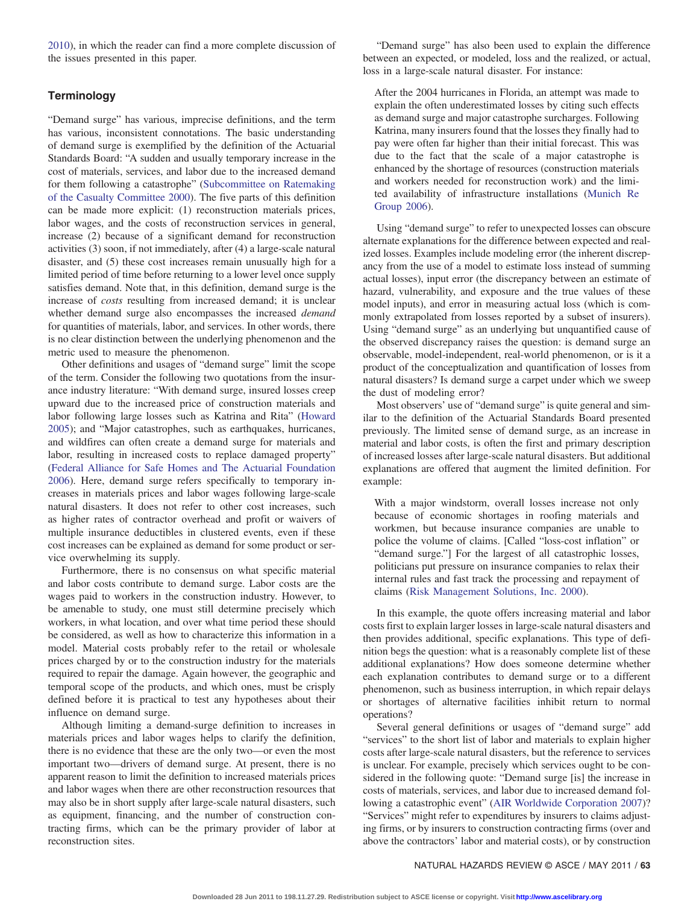2010), in which the reader can find a more complete discussion of the issues presented in this paper.

## Terminology

"Demand surge" has various, imprecise definitions, and the term has various, inconsistent connotations. The basic understanding of demand surge is exemplified by the definition of the Actuarial Standards Board: "A sudden and usually temporary increase in the cost of materials, services, and labor due to the increased demand for them following a catastrophe" (Subcommittee on Ratemaking of the Casualty Committee 2000). The five parts of this definition can be made more explicit: (1) reconstruction materials prices, labor wages, and the costs of reconstruction services in general, increase (2) because of a significant demand for reconstruction activities (3) soon, if not immediately, after (4) a large-scale natural disaster, and (5) these cost increases remain unusually high for a limited period of time before returning to a lower level once supply satisfies demand. Note that, in this definition, demand surge is the increase of *costs* resulting from increased demand; it is unclear whether demand surge also encompasses the increased *demand* for quantities of materials, labor, and services. In other words, there is no clear distinction between the underlying phenomenon and the metric used to measure the phenomenon.

Other definitions and usages of "demand surge" limit the scope of the term. Consider the following two quotations from the insurance industry literature: "With demand surge, insured losses creep upward due to the increased price of construction materials and labor following large losses such as Katrina and Rita" (Howard 2005); and "Major catastrophes, such as earthquakes, hurricanes, and wildfires can often create a demand surge for materials and labor, resulting in increased costs to replace damaged property" (Federal Alliance for Safe Homes and The Actuarial Foundation 2006). Here, demand surge refers specifically to temporary increases in materials prices and labor wages following large-scale natural disasters. It does not refer to other cost increases, such as higher rates of contractor overhead and profit or waivers of multiple insurance deductibles in clustered events, even if these cost increases can be explained as demand for some product or service overwhelming its supply.

Furthermore, there is no consensus on what specific material and labor costs contribute to demand surge. Labor costs are the wages paid to workers in the construction industry. However, to be amenable to study, one must still determine precisely which workers, in what location, and over what time period these should be considered, as well as how to characterize this information in a model. Material costs probably refer to the retail or wholesale prices charged by or to the construction industry for the materials required to repair the damage. Again however, the geographic and temporal scope of the products, and which ones, must be crisply defined before it is practical to test any hypotheses about their influence on demand surge.

Although limiting a demand-surge definition to increases in materials prices and labor wages helps to clarify the definition, there is no evidence that these are the only two—or even the most important two—drivers of demand surge. At present, there is no apparent reason to limit the definition to increased materials prices and labor wages when there are other reconstruction resources that may also be in short supply after large-scale natural disasters, such as equipment, financing, and the number of construction contracting firms, which can be the primary provider of labor at reconstruction sites.

"Demand surge" has also been used to explain the difference between an expected, or modeled, loss and the realized, or actual, loss in a large-scale natural disaster. For instance:

> After the 2004 hurricanes in Florida, an attempt was made to explain the often underestimated losses by citing such effects as demand surge and major catastrophe surcharges. Following Katrina, many insurers found that the losses they finally had to pay were often far higher than their initial forecast. This was due to the fact that the scale of a major catastrophe is enhanced by the shortage of resources (construction materials and workers needed for reconstruction work) and the limited availability of infrastructure installations (Munich Re Group 2006).

Using "demand surge" to refer to unexpected losses can obscure alternate explanations for the difference between expected and realized losses. Examples include modeling error (the inherent discrepancy from the use of a model to estimate loss instead of summing actual losses), input error (the discrepancy between an estimate of hazard, vulnerability, and exposure and the true values of these model inputs), and error in measuring actual loss (which is commonly extrapolated from losses reported by a subset of insurers). Using "demand surge" as an underlying but unquantified cause of the observed discrepancy raises the question: is demand surge an observable, model-independent, real-world phenomenon, or is it a product of the conceptualization and quantification of losses from natural disasters? Is demand surge a carpet under which we sweep the dust of modeling error?

Most observers' use of "demand surge" is quite general and similar to the definition of the Actuarial Standards Board presented previously. The limited sense of demand surge, as an increase in material and labor costs, is often the first and primary description of increased losses after large-scale natural disasters. But additional explanations are offered that augment the limited definition. For example:

> With a major windstorm, overall losses increase not only because of economic shortages in roofing materials and workmen, but because insurance companies are unable to police the volume of claims. [Called "loss-cost inflation" or "demand surge."] For the largest of all catastrophic losses, politicians put pressure on insurance companies to relax their internal rules and fast track the processing and repayment of claims (Risk Management Solutions, Inc. 2000).

In this example, the quote offers increasing material and labor costs first to explain larger losses in large-scale natural disasters and then provides additional, specific explanations. This type of definition begs the question: what is a reasonably complete list of these additional explanations? How does someone determine whether each explanation contributes to demand surge or to a different phenomenon, such as business interruption, in which repair delays or shortages of alternative facilities inhibit return to normal operations?

Several general definitions or usages of "demand surge" add "services" to the short list of labor and materials to explain higher costs after large-scale natural disasters, but the reference to services is unclear. For example, precisely which services ought to be considered in the following quote: "Demand surge [is] the increase in costs of materials, services, and labor due to increased demand following a catastrophic event" (AIR Worldwide Corporation 2007)? "Services" might refer to expenditures by insurers to claims adjusting firms, or by insurers to construction contracting firms (over and above the contractors' labor and material costs), or by construction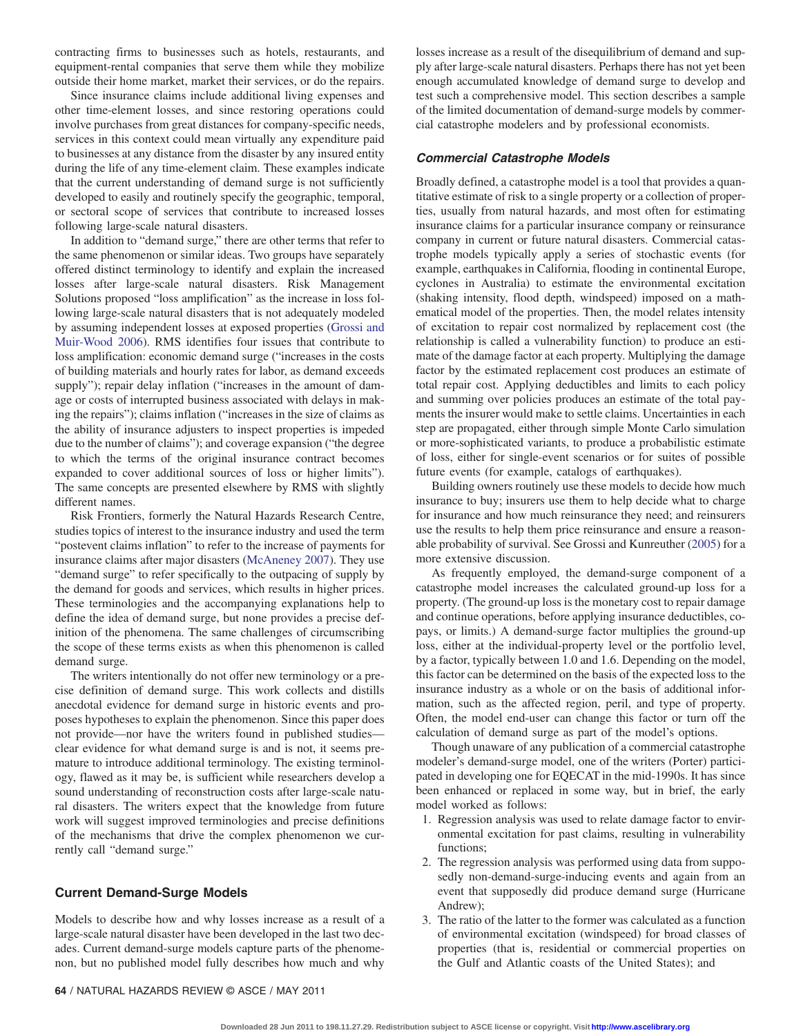contracting firms to businesses such as hotels, restaurants, and equipment-rental companies that serve them while they mobilize outside their home market, market their services, or do the repairs.

Since insurance claims include additional living expenses and other time-element losses, and since restoring operations could involve purchases from great distances for company-specific needs, services in this context could mean virtually any expenditure paid to businesses at any distance from the disaster by any insured entity during the life of any time-element claim. These examples indicate that the current understanding of demand surge is not sufficiently developed to easily and routinely specify the geographic, temporal, or sectoral scope of services that contribute to increased losses following large-scale natural disasters.

In addition to "demand surge," there are other terms that refer to the same phenomenon or similar ideas. Two groups have separately offered distinct terminology to identify and explain the increased losses after large-scale natural disasters. Risk Management Solutions proposed "loss amplification" as the increase in loss following large-scale natural disasters that is not adequately modeled by assuming independent losses at exposed properties (Grossi and Muir-Wood 2006). RMS identifies four issues that contribute to loss amplification: economic demand surge ("increases in the costs of building materials and hourly rates for labor, as demand exceeds supply"); repair delay inflation ("increases in the amount of damage or costs of interrupted business associated with delays in making the repairs"); claims inflation ("increases in the size of claims as the ability of insurance adjusters to inspect properties is impeded due to the number of claims"); and coverage expansion ("the degree to which the terms of the original insurance contract becomes expanded to cover additional sources of loss or higher limits"). The same concepts are presented elsewhere by RMS with slightly different names.

Risk Frontiers, formerly the Natural Hazards Research Centre, studies topics of interest to the insurance industry and used the term "postevent claims inflation" to refer to the increase of payments for insurance claims after major disasters (McAneney 2007). They use "demand surge" to refer specifically to the outpacing of supply by the demand for goods and services, which results in higher prices. These terminologies and the accompanying explanations help to define the idea of demand surge, but none provides a precise definition of the phenomena. The same challenges of circumscribing the scope of these terms exists as when this phenomenon is called demand surge.

The writers intentionally do not offer new terminology or a precise definition of demand surge. This work collects and distills anecdotal evidence for demand surge in historic events and proposes hypotheses to explain the phenomenon. Since this paper does not provide—nor have the writers found in published studies—clear evidence for what demand surge is and is not, it seems premature to introduce additional terminology. The existing terminology, flawed as it may be, is sufficient while researchers develop a sound understanding of reconstruction costs after large-scale natural disasters. The writers expect that the knowledge from future work will suggest improved terminologies and precise definitions of the mechanisms that drive the complex phenomenon we currently call "demand surge."

## Current Demand-Surge Models

Models to describe how and why losses increase as a result of a large-scale natural disaster have been developed in the last two decades. Current demand-surge models capture parts of the phenomenon, but no published model fully describes how much and why losses increase as a result of the disequilibrium of demand and supply after large-scale natural disasters. Perhaps there has not yet been enough accumulated knowledge of demand surge to develop and test such a comprehensive model. This section describes a sample of the limited documentation of demand-surge models by commercial catastrophe modelers and by professional economists.

### *Commercial Catastrophe Models*

Broadly defined, a catastrophe model is a tool that provides a quantitative estimate of risk to a single property or a collection of properties, usually from natural hazards, and most often for estimating insurance claims for a particular insurance company or reinsurance company in current or future natural disasters. Commercial catastrophe models typically apply a series of stochastic events (for example, earthquakes in California, flooding in continental Europe, cyclones in Australia) to estimate the environmental excitation (shaking intensity, flood depth, windspeed) imposed on a mathematical model of the properties. Then, the model relates intensity of excitation to repair cost normalized by replacement cost (the relationship is called a vulnerability function) to produce an estimate of the damage factor at each property. Multiplying the damage factor by the estimated replacement cost produces an estimate of total repair cost. Applying deductibles and limits to each policy and summing over policies produces an estimate of the total payments the insurer would make to settle claims. Uncertainties in each step are propagated, either through simple Monte Carlo simulation or more-sophisticated variants, to produce a probabilistic estimate of loss, either for single-event scenarios or for suites of possible future events (for example, catalogs of earthquakes).

Building owners routinely use these models to decide how much insurance to buy; insurers use them to help decide what to charge for insurance and how much reinsurance they need; and reinsurers use the results to help them price reinsurance and ensure a reasonable probability of survival. See Grossi and Kunreuther (2005) for a more extensive discussion.

As frequently employed, the demand-surge component of a catastrophe model increases the calculated ground-up loss for a property. (The ground-up loss is the monetary cost to repair damage and continue operations, before applying insurance deductibles, co-pays, or limits.) A demand-surge factor multiplies the ground-up loss, either at the individual-property level or the portfolio level, by a factor, typically between 1.0 and 1.6. Depending on the model, this factor can be determined on the basis of the expected loss to the insurance industry as a whole or on the basis of additional information, such as the affected region, peril, and type of property. Often, the model end-user can change this factor or turn off the calculation of demand surge as part of the model's options.

Though unaware of any publication of a commercial catastrophe modeler's demand-surge model, one of the writers (Porter) participated in developing one for EQECAT in the mid-1990s. It has since been enhanced or replaced in some way, but in brief, the early model worked as follows:

1. Regression analysis was used to relate damage factor to environmental excitation for past claims, resulting in vulnerability functions;
2. The regression analysis was performed using data from supposedly non-demand-surge-inducing events and again from an event that supposedly did produce demand surge (Hurricane Andrew);
3. The ratio of the latter to the former was calculated as a function of environmental excitation (windspeed) for broad classes of properties (that is, residential or commercial properties on the Gulf and Atlantic coasts of the United States); and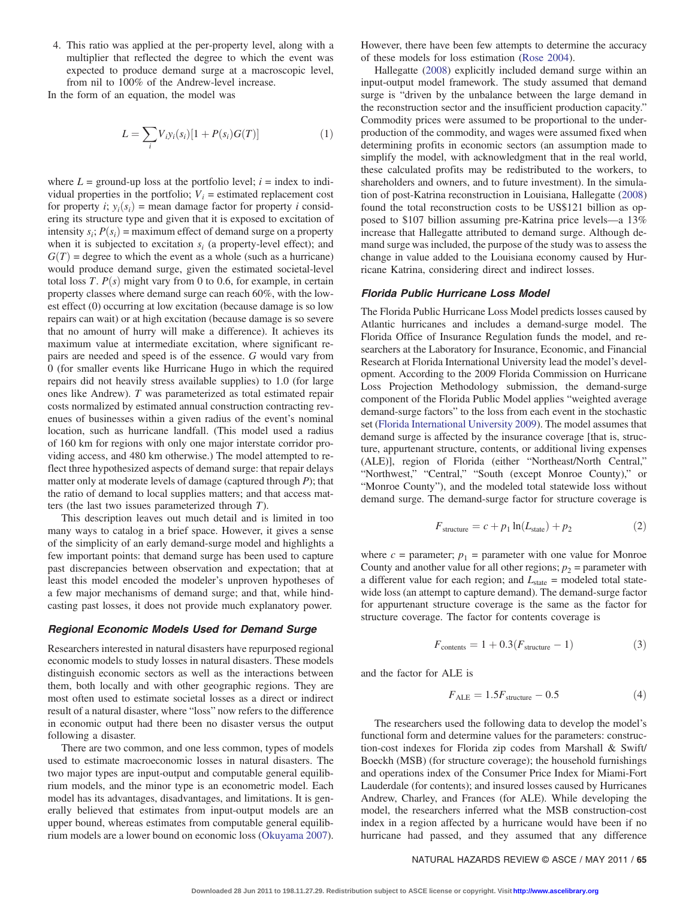4. This ratio was applied at the per-property level, along with a multiplier that reflected the degree to which the event was expected to produce demand surge at a macroscopic level, from nil to 100% of the Andrew-level increase.

In the form of an equation, the model was

$$L = \sum_i V_i y_i(s_i)[1 + P(s_i)G(T)] \tag{1}$$

where $L$ = ground-up loss at the portfolio level; $i$ = index to individual properties in the portfolio; $V_i$ = estimated replacement cost for property $i$; $y_i(s_i)$ = mean damage factor for property $i$ considering its structure type and given that it is exposed to excitation of intensity $s_i$; $P(s_i)$ = maximum effect of demand surge on a property when it is subjected to excitation $s_i$ (a property-level effect); and $G(T)$ = degree to which the event as a whole (such as a hurricane) would produce demand surge, given the estimated societal-level total loss $T$. $P(s)$ might vary from 0 to 0.6, for example, in certain property classes where demand surge can reach 60%, with the lowest effect (0) occurring at low excitation (because damage is so low repairs can wait) or at high excitation (because damage is so severe that no amount of hurry will make a difference). It achieves its maximum value at intermediate excitation, where significant repairs are needed and speed is of the essence. $G$ would vary from 0 (for smaller events like Hurricane Hugo in which the required repairs did not heavily stress available supplies) to 1.0 (for large ones like Andrew). $T$ was parameterized as total estimated repair costs normalized by estimated annual construction contracting revenues of businesses within a given radius of the event's nominal location, such as hurricane landfall. (This model used a radius of 160 km for regions with only one major interstate corridor providing access, and 480 km otherwise.) The model attempted to reflect three hypothesized aspects of demand surge: that repair delays matter only at moderate levels of damage (captured through $P$); that the ratio of demand to local supplies matters; and that access matters (the last two issues parameterized through $T$).

This description leaves out much detail and is limited in too many ways to catalog in a brief space. However, it gives a sense of the simplicity of an early demand-surge model and highlights a few important points: that demand surge has been used to capture past discrepancies between observation and expectation; that at least this model encoded the modeler's unproven hypotheses of a few major mechanisms of demand surge; and that, while hindcasting past losses, it does not provide much explanatory power.

### Regional Economic Models Used for Demand Surge

Researchers interested in natural disasters have repurposed regional economic models to study losses in natural disasters. These models distinguish economic sectors as well as the interactions between them, both locally and with other geographic regions. They are most often used to estimate societal losses as a direct or indirect result of a natural disaster, where "loss" now refers to the difference in economic output had there been no disaster versus the output following a disaster.

There are two common, and one less common, types of models used to estimate macroeconomic losses in natural disasters. The two major types are input-output and computable general equilibrium models, and the minor type is an econometric model. Each model has its advantages, disadvantages, and limitations. It is generally believed that estimates from input-output models are an upper bound, whereas estimates from computable general equilibrium models are a lower bound on economic loss (Okuyama 2007). However, there have been few attempts to determine the accuracy of these models for loss estimation (Rose 2004).

Hallegatte (2008) explicitly included demand surge within an input-output model framework. The study assumed that demand surge is "driven by the unbalance between the large demand in the reconstruction sector and the insufficient production capacity." Commodity prices were assumed to be proportional to the underproduction of the commodity, and wages were assumed fixed when determining profits in economic sectors (an assumption made to simplify the model, with acknowledgment that in the real world, these calculated profits may be redistributed to the workers, to shareholders and owners, and to future investment). In the simulation of post-Katrina reconstruction in Louisiana, Hallegatte (2008) found the total reconstruction costs to be US$121 billion as opposed to $107 billion assuming pre-Katrina price levels—a 13% increase that Hallegatte attributed to demand surge. Although demand surge was included, the purpose of the study was to assess the change in value added to the Louisiana economy caused by Hurricane Katrina, considering direct and indirect losses.

### Florida Public Hurricane Loss Model

The Florida Public Hurricane Loss Model predicts losses caused by Atlantic hurricanes and includes a demand-surge model. The Florida Office of Insurance Regulation funds the model, and researchers at the Laboratory for Insurance, Economic, and Financial Research at Florida International University lead the model's development. According to the 2009 Florida Commission on Hurricane Loss Projection Methodology submission, the demand-surge component of the Florida Public Model applies "weighted average demand-surge factors" to the loss from each event in the stochastic set (Florida International University 2009). The model assumes that demand surge is affected by the insurance coverage [that is, structure, appurtenant structure, contents, or additional living expenses (ALE)], region of Florida (either "Northeast/North Central," "Northwest," "Central," "South (except Monroe County)," or "Monroe County"), and the modeled total statewide loss without demand surge. The demand-surge factor for structure coverage is

$$F_{\text{structure}} = c + p_1 \ln(L_{\text{state}}) + p_2 \tag{2}$$

where $c$ = parameter; $p_1$ = parameter with one value for Monroe County and another value for all other regions; $p_2$ = parameter with a different value for each region; and $L_{\text{state}}$ = modeled total statewide loss (an attempt to capture demand). The demand-surge factor for appurtenant structure coverage is the same as the factor for structure coverage. The factor for contents coverage is

$$F_{\text{contents}} = 1 + 0.3(F_{\text{structure}} - 1) \tag{3}$$

and the factor for ALE is

$$F_{\text{ALE}} = 1.5F_{\text{structure}} - 0.5 \tag{4}$$

The researchers used the following data to develop the model's functional form and determine values for the parameters: construction-cost indexes for Florida zip codes from Marshall & Swift/Boeckh (MSB) (for structure coverage); the household furnishings and operations index of the Consumer Price Index for Miami-Fort Lauderdale (for contents); and insured losses caused by Hurricanes Andrew, Charley, and Frances (for ALE). While developing the model, the researchers inferred what the MSB construction-cost index in a region affected by a hurricane would have been if no hurricane had passed, and they assumed that any difference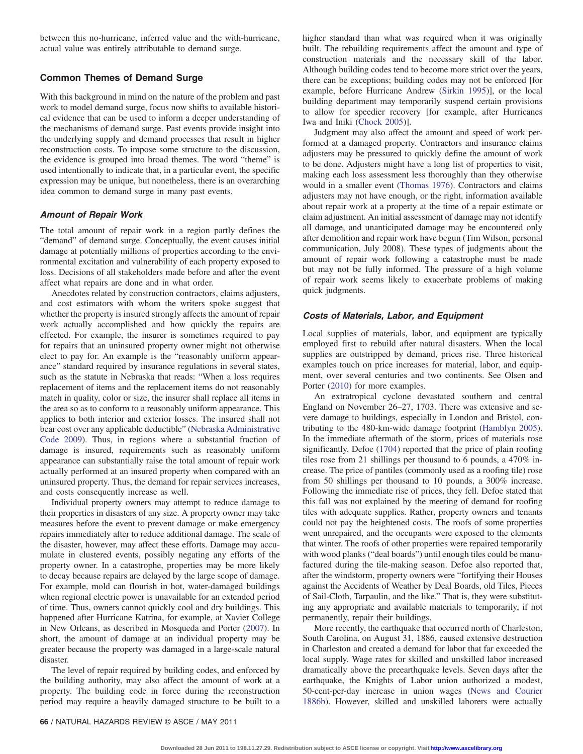between this no-hurricane, inferred value and the with-hurricane, actual value was entirely attributable to demand surge.

## Common Themes of Demand Surge

With this background in mind on the nature of the problem and past work to model demand surge, focus now shifts to available historical evidence that can be used to inform a deeper understanding of the mechanisms of demand surge. Past events provide insight into the underlying supply and demand processes that result in higher reconstruction costs. To impose some structure to the discussion, the evidence is grouped into broad themes. The word "theme" is used intentionally to indicate that, in a particular event, the specific expression may be unique, but nonetheless, there is an overarching idea common to demand surge in many past events.

### *Amount of Repair Work*

The total amount of repair work in a region partly defines the "demand" of demand surge. Conceptually, the event causes initial damage at potentially millions of properties according to the environmental excitation and vulnerability of each property exposed to loss. Decisions of all stakeholders made before and after the event affect what repairs are done and in what order.

Anecdotes related by construction contractors, claims adjusters, and cost estimators with whom the writers spoke suggest that whether the property is insured strongly affects the amount of repair work actually accomplished and how quickly the repairs are effected. For example, the insurer is sometimes required to pay for repairs that an uninsured property owner might not otherwise elect to pay for. An example is the "reasonably uniform appearance" standard required by insurance regulations in several states, such as the statute in Nebraska that reads: "When a loss requires replacement of items and the replacement items do not reasonably match in quality, color or size, the insurer shall replace all items in the area so as to conform to a reasonably uniform appearance. This applies to both interior and exterior losses. The insured shall not bear cost over any applicable deductible" (Nebraska Administrative Code 2009). Thus, in regions where a substantial fraction of damage is insured, requirements such as reasonably uniform appearance can substantially raise the total amount of repair work actually performed at an insured property when compared with an uninsured property. Thus, the demand for repair services increases, and costs consequently increase as well.

Individual property owners may attempt to reduce damage to their properties in disasters of any size. A property owner may take measures before the event to prevent damage or make emergency repairs immediately after to reduce additional damage. The scale of the disaster, however, may affect these efforts. Damage may accumulate in clustered events, possibly negating any efforts of the property owner. In a catastrophe, properties may be more likely to decay because repairs are delayed by the large scope of damage. For example, mold can flourish in hot, water-damaged buildings when regional electric power is unavailable for an extended period of time. Thus, owners cannot quickly cool and dry buildings. This happened after Hurricane Katrina, for example, at Xavier College in New Orleans, as described in Mosqueda and Porter (2007). In short, the amount of damage at an individual property may be greater because the property was damaged in a large-scale natural disaster.

The level of repair required by building codes, and enforced by the building authority, may also affect the amount of work at a property. The building code in force during the reconstruction period may require a heavily damaged structure to be built to a higher standard than what was required when it was originally built. The rebuilding requirements affect the amount and type of construction materials and the necessary skill of the labor. Although building codes tend to become more strict over the years, there can be exceptions; building codes may not be enforced [for example, before Hurricane Andrew (Sirkin 1995)], or the local building department may temporarily suspend certain provisions to allow for speedier recovery [for example, after Hurricanes Iwa and Iniki (Chock 2005)].

Judgment may also affect the amount and speed of work performed at a damaged property. Contractors and insurance claims adjusters may be pressured to quickly define the amount of work to be done. Adjusters might have a long list of properties to visit, making each loss assessment less thoroughly than they otherwise would in a smaller event (Thomas 1976). Contractors and claims adjusters may not have enough, or the right, information available about repair work at a property at the time of a repair estimate or claim adjustment. An initial assessment of damage may not identify all damage, and unanticipated damage may be encountered only after demolition and repair work have begun (Tim Wilson, personal communication, July 2008). These types of judgments about the amount of repair work following a catastrophe must be made but may not be fully informed. The pressure of a high volume of repair work seems likely to exacerbate problems of making quick judgments.

### *Costs of Materials, Labor, and Equipment*

Local supplies of materials, labor, and equipment are typically employed first to rebuild after natural disasters. When the local supplies are outstripped by demand, prices rise. Three historical examples touch on price increases for material, labor, and equipment, over several centuries and two continents. See Olsen and Porter (2010) for more examples.

An extratropical cyclone devastated southern and central England on November 26–27, 1703. There was extensive and severe damage to buildings, especially in London and Bristol, contributing to the 480-km-wide damage footprint (Hamblyn 2005). In the immediate aftermath of the storm, prices of materials rose significantly. Defoe (1704) reported that the price of plain roofing tiles rose from 21 shillings per thousand to 6 pounds, a 470% increase. The price of pantiles (commonly used as a roofing tile) rose from 50 shillings per thousand to 10 pounds, a 300% increase. Following the immediate rise of prices, they fell. Defoe stated that this fall was not explained by the meeting of demand for roofing tiles with adequate supplies. Rather, property owners and tenants could not pay the heightened costs. The roofs of some properties went unrepaired, and the occupants were exposed to the elements that winter. The roofs of other properties were repaired temporarily with wood planks ("deal boards") until enough tiles could be manufactured during the tile-making season. Defoe also reported that, after the windstorm, property owners were "fortifying their Houses against the Accidents of Weather by Deal Boards, old Tiles, Pieces of Sail-Cloth, Tarpaulin, and the like." That is, they were substituting any appropriate and available materials to temporarily, if not permanently, repair their buildings.

More recently, the earthquake that occurred north of Charleston, South Carolina, on August 31, 1886, caused extensive destruction in Charleston and created a demand for labor that far exceeded the local supply. Wage rates for skilled and unskilled labor increased dramatically above the preearthquake levels. Seven days after the earthquake, the Knights of Labor union authorized a modest, 50-cent-per-day increase in union wages (News and Courier 1886b). However, skilled and unskilled laborers were actually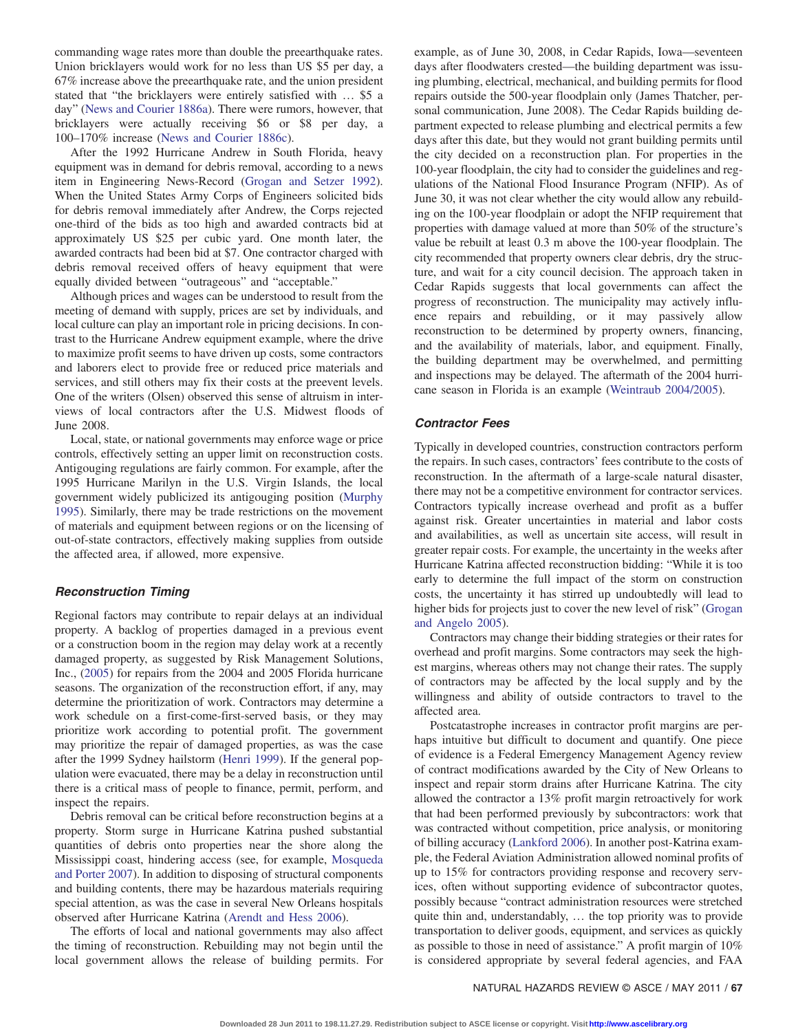commanding wage rates more than double the preearthquake rates. Union bricklayers would work for no less than US $5 per day, a 67% increase above the preearthquake rate, and the union president stated that "the bricklayers were entirely satisfied with … $5 a day" (News and Courier 1886a). There were rumors, however, that bricklayers were actually receiving $6 or $8 per day, a 100–170% increase (News and Courier 1886c).

After the 1992 Hurricane Andrew in South Florida, heavy equipment was in demand for debris removal, according to a news item in Engineering News-Record (Grogan and Setzer 1992). When the United States Army Corps of Engineers solicited bids for debris removal immediately after Andrew, the Corps rejected one-third of the bids as too high and awarded contracts bid at approximately US $25 per cubic yard. One month later, the awarded contracts had been bid at $7. One contractor charged with debris removal received offers of heavy equipment that were equally divided between "outrageous" and "acceptable."

Although prices and wages can be understood to result from the meeting of demand with supply, prices are set by individuals, and local culture can play an important role in pricing decisions. In contrast to the Hurricane Andrew equipment example, where the drive to maximize profit seems to have driven up costs, some contractors and laborers elect to provide free or reduced price materials and services, and still others may fix their costs at the preevent levels. One of the writers (Olsen) observed this sense of altruism in interviews of local contractors after the U.S. Midwest floods of June 2008.

Local, state, or national governments may enforce wage or price controls, effectively setting an upper limit on reconstruction costs. Antigouging regulations are fairly common. For example, after the 1995 Hurricane Marilyn in the U.S. Virgin Islands, the local government widely publicized its antigouging position (Murphy 1995). Similarly, there may be trade restrictions on the movement of materials and equipment between regions or on the licensing of out-of-state contractors, effectively making supplies from outside the affected area, if allowed, more expensive.

### *Reconstruction Timing*

Regional factors may contribute to repair delays at an individual property. A backlog of properties damaged in a previous event or a construction boom in the region may delay work at a recently damaged property, as suggested by Risk Management Solutions, Inc., (2005) for repairs from the 2004 and 2005 Florida hurricane seasons. The organization of the reconstruction effort, if any, may determine the prioritization of work. Contractors may determine a work schedule on a first-come-first-served basis, or they may prioritize work according to potential profit. The government may prioritize the repair of damaged properties, as was the case after the 1999 Sydney hailstorm (Henri 1999). If the general population were evacuated, there may be a delay in reconstruction until there is a critical mass of people to finance, permit, perform, and inspect the repairs.

Debris removal can be critical before reconstruction begins at a property. Storm surge in Hurricane Katrina pushed substantial quantities of debris onto properties near the shore along the Mississippi coast, hindering access (see, for example, Mosqueda and Porter 2007). In addition to disposing of structural components and building contents, there may be hazardous materials requiring special attention, as was the case in several New Orleans hospitals observed after Hurricane Katrina (Arendt and Hess 2006).

The efforts of local and national governments may also affect the timing of reconstruction. Rebuilding may not begin until the local government allows the release of building permits. For example, as of June 30, 2008, in Cedar Rapids, Iowa—seventeen days after floodwaters crested—the building department was issuing plumbing, electrical, mechanical, and building permits for flood repairs outside the 500-year floodplain only (James Thatcher, personal communication, June 2008). The Cedar Rapids building department expected to release plumbing and electrical permits a few days after this date, but they would not grant building permits until the city decided on a reconstruction plan. For properties in the 100-year floodplain, the city had to consider the guidelines and regulations of the National Flood Insurance Program (NFIP). As of June 30, it was not clear whether the city would allow any rebuilding on the 100-year floodplain or adopt the NFIP requirement that properties with damage valued at more than 50% of the structure's value be rebuilt at least 0.3 m above the 100-year floodplain. The city recommended that property owners clear debris, dry the structure, and wait for a city council decision. The approach taken in Cedar Rapids suggests that local governments can affect the progress of reconstruction. The municipality may actively influence repairs and rebuilding, or it may passively allow reconstruction to be determined by property owners, financing, and the availability of materials, labor, and equipment. Finally, the building department may be overwhelmed, and permitting and inspections may be delayed. The aftermath of the 2004 hurricane season in Florida is an example (Weintraub 2004/2005).

### *Contractor Fees*

Typically in developed countries, construction contractors perform the repairs. In such cases, contractors' fees contribute to the costs of reconstruction. In the aftermath of a large-scale natural disaster, there may not be a competitive environment for contractor services. Contractors typically increase overhead and profit as a buffer against risk. Greater uncertainties in material and labor costs and availabilities, as well as uncertain site access, will result in greater repair costs. For example, the uncertainty in the weeks after Hurricane Katrina affected reconstruction bidding: "While it is too early to determine the full impact of the storm on construction costs, the uncertainty it has stirred up undoubtedly will lead to higher bids for projects just to cover the new level of risk" (Grogan and Angelo 2005).

Contractors may change their bidding strategies or their rates for overhead and profit margins. Some contractors may seek the highest margins, whereas others may not change their rates. The supply of contractors may be affected by the local supply and by the willingness and ability of outside contractors to travel to the affected area.

Postcatastrophe increases in contractor profit margins are perhaps intuitive but difficult to document and quantify. One piece of evidence is a Federal Emergency Management Agency review of contract modifications awarded by the City of New Orleans to inspect and repair storm drains after Hurricane Katrina. The city allowed the contractor a 13% profit margin retroactively for work that had been performed previously by subcontractors: work that was contracted without competition, price analysis, or monitoring of billing accuracy (Lankford 2006). In another post-Katrina example, the Federal Aviation Administration allowed nominal profits of up to 15% for contractors providing response and recovery services, often without supporting evidence of subcontractor quotes, possibly because "contract administration resources were stretched quite thin and, understandably, … the top priority was to provide transportation to deliver goods, equipment, and services as quickly as possible to those in need of assistance." A profit margin of 10% is considered appropriate by several federal agencies, and FAA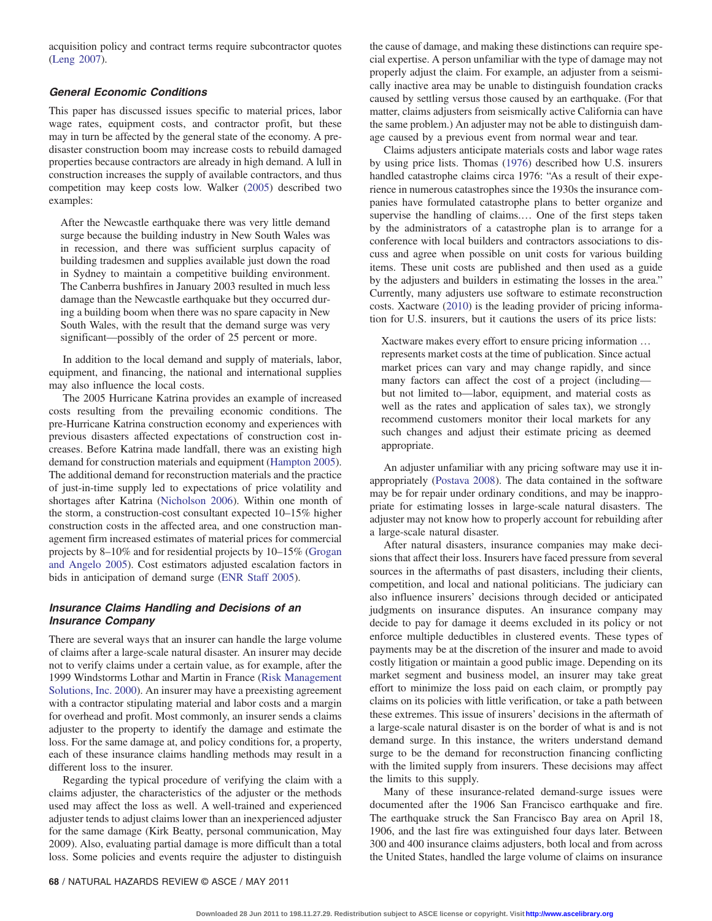acquisition policy and contract terms require subcontractor quotes (Leng 2007).

### General Economic Conditions

This paper has discussed issues specific to material prices, labor wage rates, equipment costs, and contractor profit, but these may in turn be affected by the general state of the economy. A predisaster construction boom may increase costs to rebuild damaged properties because contractors are already in high demand. A lull in construction increases the supply of available contractors, and thus competition may keep costs low. Walker (2005) described two examples:

> After the Newcastle earthquake there was very little demand surge because the building industry in New South Wales was in recession, and there was sufficient surplus capacity of building tradesmen and supplies available just down the road in Sydney to maintain a competitive building environment. The Canberra bushfires in January 2003 resulted in much less damage than the Newcastle earthquake but they occurred during a building boom when there was no spare capacity in New South Wales, with the result that the demand surge was very significant—possibly of the order of 25 percent or more.

In addition to the local demand and supply of materials, labor, equipment, and financing, the national and international supplies may also influence the local costs.

The 2005 Hurricane Katrina provides an example of increased costs resulting from the prevailing economic conditions. The pre-Hurricane Katrina construction economy and experiences with previous disasters affected expectations of construction cost increases. Before Katrina made landfall, there was an existing high demand for construction materials and equipment (Hampton 2005). The additional demand for reconstruction materials and the practice of just-in-time supply led to expectations of price volatility and shortages after Katrina (Nicholson 2006). Within one month of the storm, a construction-cost consultant expected 10–15% higher construction costs in the affected area, and one construction management firm increased estimates of material prices for commercial projects by 8–10% and for residential projects by 10–15% (Grogan and Angelo 2005). Cost estimators adjusted escalation factors in bids in anticipation of demand surge (ENR Staff 2005).

### Insurance Claims Handling and Decisions of an Insurance Company

There are several ways that an insurer can handle the large volume of claims after a large-scale natural disaster. An insurer may decide not to verify claims under a certain value, as for example, after the 1999 Windstorms Lothar and Martin in France (Risk Management Solutions, Inc. 2000). An insurer may have a preexisting agreement with a contractor stipulating material and labor costs and a margin for overhead and profit. Most commonly, an insurer sends a claims adjuster to the property to identify the damage and estimate the loss. For the same damage at, and policy conditions for, a property, each of these insurance claims handling methods may result in a different loss to the insurer.

Regarding the typical procedure of verifying the claim with a claims adjuster, the characteristics of the adjuster or the methods used may affect the loss as well. A well-trained and experienced adjuster tends to adjust claims lower than an inexperienced adjuster for the same damage (Kirk Beatty, personal communication, May 2009). Also, evaluating partial damage is more difficult than a total loss. Some policies and events require the adjuster to distinguish the cause of damage, and making these distinctions can require special expertise. A person unfamiliar with the type of damage may not properly adjust the claim. For example, an adjuster from a seismically inactive area may be unable to distinguish foundation cracks caused by settling versus those caused by an earthquake. (For that matter, claims adjusters from seismically active California can have the same problem.) An adjuster may not be able to distinguish damage caused by a previous event from normal wear and tear.

Claims adjusters anticipate materials costs and labor wage rates by using price lists. Thomas (1976) described how U.S. insurers handled catastrophe claims circa 1976: "As a result of their experience in numerous catastrophes since the 1930s the insurance companies have formulated catastrophe plans to better organize and supervise the handling of claims.… One of the first steps taken by the administrators of a catastrophe plan is to arrange for a conference with local builders and contractors associations to discuss and agree when possible on unit costs for various building items. These unit costs are published and then used as a guide by the adjusters and builders in estimating the losses in the area." Currently, many adjusters use software to estimate reconstruction costs. Xactware (2010) is the leading provider of pricing information for U.S. insurers, but it cautions the users of its price lists:

> Xactware makes every effort to ensure pricing information … represents market costs at the time of publication. Since actual market prices can vary and may change rapidly, and since many factors can affect the cost of a project (including—but not limited to—labor, equipment, and material costs as well as the rates and application of sales tax), we strongly recommend customers monitor their local markets for any such changes and adjust their estimate pricing as deemed appropriate.

An adjuster unfamiliar with any pricing software may use it inappropriately (Postava 2008). The data contained in the software may be for repair under ordinary conditions, and may be inappropriate for estimating losses in large-scale natural disasters. The adjuster may not know how to properly account for rebuilding after a large-scale natural disaster.

After natural disasters, insurance companies may make decisions that affect their loss. Insurers have faced pressure from several sources in the aftermaths of past disasters, including their clients, competition, and local and national politicians. The judiciary can also influence insurers' decisions through decided or anticipated judgments on insurance disputes. An insurance company may decide to pay for damage it deems excluded in its policy or not enforce multiple deductibles in clustered events. These types of payments may be at the discretion of the insurer and made to avoid costly litigation or maintain a good public image. Depending on its market segment and business model, an insurer may take great effort to minimize the loss paid on each claim, or promptly pay claims on its policies with little verification, or take a path between these extremes. This issue of insurers' decisions in the aftermath of a large-scale natural disaster is on the border of what is and is not demand surge. In this instance, the writers understand demand surge to be the demand for reconstruction financing conflicting with the limited supply from insurers. These decisions may affect the limits to this supply.

Many of these insurance-related demand-surge issues were documented after the 1906 San Francisco earthquake and fire. The earthquake struck the San Francisco Bay area on April 18, 1906, and the last fire was extinguished four days later. Between 300 and 400 insurance claims adjusters, both local and from across the United States, handled the large volume of claims on insurance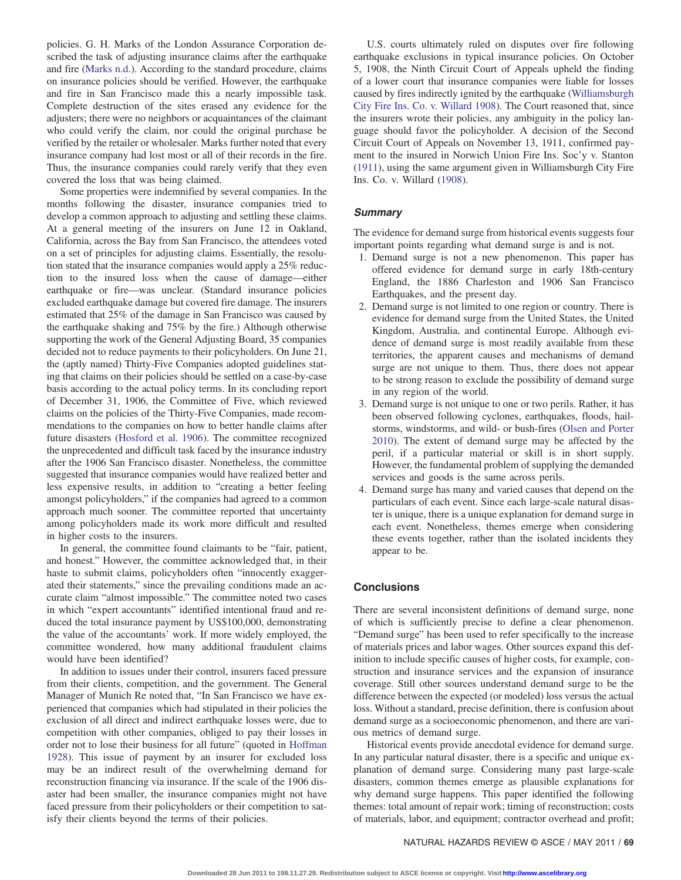policies. G. H. Marks of the London Assurance Corporation described the task of adjusting insurance claims after the earthquake and fire (Marks n.d.). According to the standard procedure, claims on insurance policies should be verified. However, the earthquake and fire in San Francisco made this a nearly impossible task. Complete destruction of the sites erased any evidence for the adjusters; there were no neighbors or acquaintances of the claimant who could verify the claim, nor could the original purchase be verified by the retailer or wholesaler. Marks further noted that every insurance company had lost most or all of their records in the fire. Thus, the insurance companies could rarely verify that they even covered the loss that was being claimed.

Some properties were indemnified by several companies. In the months following the disaster, insurance companies tried to develop a common approach to adjusting and settling these claims. At a general meeting of the insurers on June 12 in Oakland, California, across the Bay from San Francisco, the attendees voted on a set of principles for adjusting claims. Essentially, the resolution stated that the insurance companies would apply a 25% reduction to the insured loss when the cause of damage—either earthquake or fire—was unclear. (Standard insurance policies excluded earthquake damage but covered fire damage. The insurers estimated that 25% of the damage in San Francisco was caused by the earthquake shaking and 75% by the fire.) Although otherwise supporting the work of the General Adjusting Board, 35 companies decided not to reduce payments to their policyholders. On June 21, the (aptly named) Thirty-Five Companies adopted guidelines stating that claims on their policies should be settled on a case-by-case basis according to the actual policy terms. In its concluding report of December 31, 1906, the Committee of Five, which reviewed claims on the policies of the Thirty-Five Companies, made recommendations to the companies on how to better handle claims after future disasters (Hosford et al. 1906). The committee recognized the unprecedented and difficult task faced by the insurance industry after the 1906 San Francisco disaster. Nonetheless, the committee suggested that insurance companies would have realized better and less expensive results, in addition to "creating a better feeling amongst policyholders," if the companies had agreed to a common approach much sooner. The committee reported that uncertainty among policyholders made its work more difficult and resulted in higher costs to the insurers.

In general, the committee found claimants to be "fair, patient, and honest." However, the committee acknowledged that, in their haste to submit claims, policyholders often "innocently exaggerated their statements," since the prevailing conditions made an accurate claim "almost impossible." The committee noted two cases in which "expert accountants" identified intentional fraud and reduced the total insurance payment by US$100,000, demonstrating the value of the accountants' work. If more widely employed, the committee wondered, how many additional fraudulent claims would have been identified?

In addition to issues under their control, insurers faced pressure from their clients, competition, and the government. The General Manager of Munich Re noted that, "In San Francisco we have experienced that companies which had stipulated in their policies the exclusion of all direct and indirect earthquake losses were, due to competition with other companies, obliged to pay their losses in order not to lose their business for all future" (quoted in Hoffman 1928). This issue of payment by an insurer for excluded loss may be an indirect result of the overwhelming demand for reconstruction financing via insurance. If the scale of the 1906 disaster had been smaller, the insurance companies might not have faced pressure from their policyholders or their competition to satisfy their clients beyond the terms of their policies.

U.S. courts ultimately ruled on disputes over fire following earthquake exclusions in typical insurance policies. On October 5, 1908, the Ninth Circuit Court of Appeals upheld the finding of a lower court that insurance companies were liable for losses caused by fires indirectly ignited by the earthquake (Williamsburgh City Fire Ins. Co. v. Willard 1908). The Court reasoned that, since the insurers wrote their policies, any ambiguity in the policy language should favor the policyholder. A decision of the Second Circuit Court of Appeals on November 13, 1911, confirmed payment to the insured in Norwich Union Fire Ins. Soc'y v. Stanton (1911), using the same argument given in Williamsburgh City Fire Ins. Co. v. Willard (1908).

### Summary

The evidence for demand surge from historical events suggests four important points regarding what demand surge is and is not.

1. Demand surge is not a new phenomenon. This paper has offered evidence for demand surge in early 18th-century England, the 1886 Charleston and 1906 San Francisco Earthquakes, and the present day.
2. Demand surge is not limited to one region or country. There is evidence for demand surge from the United States, the United Kingdom, Australia, and continental Europe. Although evidence of demand surge is most readily available from these territories, the apparent causes and mechanisms of demand surge are not unique to them. Thus, there does not appear to be strong reason to exclude the possibility of demand surge in any region of the world.
3. Demand surge is not unique to one or two perils. Rather, it has been observed following cyclones, earthquakes, floods, hailstorms, windstorms, and wild- or bush-fires (Olsen and Porter 2010). The extent of demand surge may be affected by the peril, if a particular material or skill is in short supply. However, the fundamental problem of supplying the demanded services and goods is the same across perils.
4. Demand surge has many and varied causes that depend on the particulars of each event. Since each large-scale natural disaster is unique, there is a unique explanation for demand surge in each event. Nonetheless, themes emerge when considering these events together, rather than the isolated incidents they appear to be.

## Conclusions

There are several inconsistent definitions of demand surge, none of which is sufficiently precise to define a clear phenomenon. "Demand surge" has been used to refer specifically to the increase of materials prices and labor wages. Other sources expand this definition to include specific causes of higher costs, for example, construction and insurance services and the expansion of insurance coverage. Still other sources understand demand surge to be the difference between the expected (or modeled) loss versus the actual loss. Without a standard, precise definition, there is confusion about demand surge as a socioeconomic phenomenon, and there are various metrics of demand surge.

Historical events provide anecdotal evidence for demand surge. In any particular natural disaster, there is a specific and unique explanation of demand surge. Considering many past large-scale disasters, common themes emerge as plausible explanations for why demand surge happens. This paper identified the following themes: total amount of repair work; timing of reconstruction; costs of materials, labor, and equipment; contractor overhead and profit;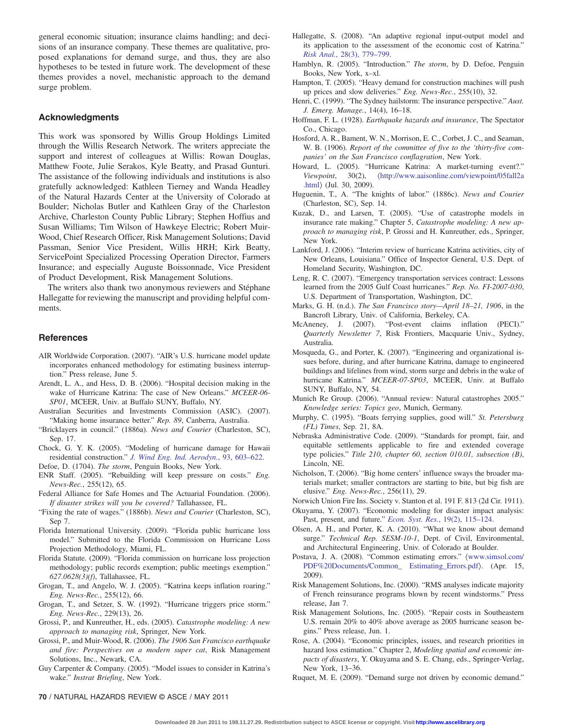general economic situation; insurance claims handling; and decisions of an insurance company. These themes are qualitative, proposed explanations for demand surge, and thus, they are also hypotheses to be tested in future work. The development of these themes provides a novel, mechanistic approach to the demand surge problem.

## Acknowledgments

This work was sponsored by Willis Group Holdings Limited through the Willis Research Network. The writers appreciate the support and interest of colleagues at Willis: Rowan Douglas, Matthew Foote, Julie Serakos, Kyle Beatty, and Prasad Gunturi. The assistance of the following individuals and institutions is also gratefully acknowledged: Kathleen Tierney and Wanda Headley of the Natural Hazards Center at the University of Colorado at Boulder; Nicholas Butler and Kathleen Gray of the Charleston Archive, Charleston County Public Library; Stephen Hoffius and Susan Williams; Tim Wilson of Hawkeye Electric; Robert Muir-Wood, Chief Research Officer, Risk Management Solutions; David Passman, Senior Vice President, Willis HRH; Kirk Beatty, ServicePoint Specialized Processing Operation Director, Farmers Insurance; and especially Auguste Boissonnade, Vice President of Product Development, Risk Management Solutions.

The writers also thank two anonymous reviewers and Stéphane Hallegatte for reviewing the manuscript and providing helpful comments.

## References

AIR Worldwide Corporation. (2007). "AIR's U.S. hurricane model update incorporates enhanced methodology for estimating business interruption." Press release, June 5.

Arendt, L. A., and Hess, D. B. (2006). "Hospital decision making in the wake of Hurricane Katrina: The case of New Orleans." *MCEER-06-SP01*, MCEER, Univ. at Buffalo SUNY, Buffalo, NY.

Australian Securities and Investments Commission (ASIC). (2007). "Making home insurance better." *Rep. 89*, Canberra, Australia.

"Bricklayers in council." (1886a). *News and Courier* (Charleston, SC), Sep. 17.

Chock, G. Y. K. (2005). "Modeling of hurricane damage for Hawaii residential construction." *J. Wind Eng. Ind. Aerodyn.*, 93, 603–622.

Defoe, D. (1704). *The storm*, Penguin Books, New York.

ENR Staff. (2005). "Rebuilding will keep pressure on costs." *Eng. News-Rec.*, 255(12), 65.

Federal Alliance for Safe Homes and The Actuarial Foundation. (2006). *If disaster strikes will you be covered?* Tallahassee, FL.

"Fixing the rate of wages." (1886b). *News and Courier* (Charleston, SC), Sep 7.

Florida International University. (2009). "Florida public hurricane loss model." Submitted to the Florida Commission on Hurricane Loss Projection Methodology, Miami, FL.

Florida Statute. (2009). "Florida commission on hurricane loss projection methodology; public records exemption; public meetings exemption." *627.0628(3)(f)*, Tallahassee, FL.

Grogan, T., and Angelo, W. J. (2005). "Katrina keeps inflation roaring." *Eng. News-Rec.*, 255(12), 66.

Grogan, T., and Setzer, S. W. (1992). "Hurricane triggers price storm." *Eng. News-Rec.*, 229(13), 26.

Grossi, P., and Kunreuther, H., eds. (2005). *Catastrophe modeling: A new approach to managing risk*, Springer, New York.

Grossi, P., and Muir-Wood, R. (2006). *The 1906 San Francisco earthquake and fire: Perspectives on a modern super cat*, Risk Management Solutions, Inc., Newark, CA.

Guy Carpenter & Company. (2005). "Model issues to consider in Katrina's wake." *Instrat Briefing*, New York.

Hallegatte, S. (2008). "An adaptive regional input-output model and its application to the assessment of the economic cost of Katrina." *Risk Anal.*, 28(3), 779–799.

Hamblyn, R. (2005). "Introduction." *The storm*, by D. Defoe, Penguin Books, New York, x–xl.

Hampton, T. (2005). "Heavy demand for construction machines will push up prices and slow deliveries." *Eng. News-Rec.*, 255(10), 32.

Henri, C. (1999). "The Sydney hailstorm: The insurance perspective." *Aust. J. Emerg. Manage.*, 14(4), 16–18.

Hoffman, F. L. (1928). *Earthquake hazards and insurance*, The Spectator Co., Chicago.

Hosford, A. R., Bament, W. N., Morrison, E. C., Corbet, J. C., and Seaman, W. B. (1906). *Report of the committee of five to the 'thirty-five companies' on the San Francisco conflagration*, New York.

Howard, L. (2005). "Hurricane Katrina: A market-turning event?." *Viewpoint*, 30(2), ⟨http://www.aaisonline.com/viewpoint/05fall2a.html⟩ (Jul. 30, 2009).

Huguenin, T., A. "The knights of labor." (1886c). *News and Courier* (Charleston, SC), Sep. 14.

Kuzak, D., and Larsen, T. (2005). "Use of catastrophe models in insurance rate making." Chapter 5, *Catastrophe modeling: A new approach to managing risk*, P. Grossi and H. Kunreuther, eds., Springer, New York.

Lankford, J. (2006). "Interim review of hurricane Katrina activities, city of New Orleans, Louisiana." Office of Inspector General, U.S. Dept. of Homeland Security, Washington, DC.

Leng, R. C. (2007). "Emergency transportation services contract: Lessons learned from the 2005 Gulf Coast hurricanes." *Rep. No. FI-2007-030*, U.S. Department of Transportation, Washington, DC.

Marks, G. H. (n.d.). *The San Francisco story—April 18–21, 1906*, in the Bancroft Library, Univ. of California, Berkeley, CA.

McAneney, J. (2007). "Post-event claims inflation (PECI)." *Quarterly Newsletter 7*, Risk Frontiers, Macquarie Univ., Sydney, Australia.

Mosqueda, G., and Porter, K. (2007). "Engineering and organizational issues before, during, and after hurricane Katrina, damage to engineered buildings and lifelines from wind, storm surge and debris in the wake of hurricane Katrina." *MCEER-07-SP03*, MCEER, Univ. at Buffalo SUNY, Buffalo, NY, 54.

Munich Re Group. (2006). "Annual review: Natural catastrophes 2005." *Knowledge series: Topics geo*, Munich, Germany.

Murphy, C. (1995). "Boats ferrying supplies, good will." *St. Petersburg (FL) Times*, Sep. 21, 8A.

Nebraska Administrative Code. (2009). "Standards for prompt, fair, and equitable settlements applicable to fire and extended coverage type policies." *Title 210, chapter 60, section 010.01, subsection (B)*, Lincoln, NE.

Nicholson, T. (2006). "Big home centers' influence sways the broader materials market; smaller contractors are starting to bite, but big fish are elusive." *Eng. News-Rec.*, 256(11), 29.

Norwich Union Fire Ins. Society v. Stanton et al. 191 F. 813 (2d Cir. 1911).

Okuyama, Y. (2007). "Economic modeling for disaster impact analysis: Past, present, and future." *Econ. Syst. Res.*, 19(2), 115–124.

Olsen, A. H., and Porter, K. A. (2010). "What we know about demand surge." *Technical Rep. SESM-10-1*, Dept. of Civil, Environmental, and Architectural Engineering, Univ. of Colorado at Boulder.

Postava, J. A. (2008). "Common estimating errors." ⟨www.simsol.com/PDF%20Documents/Common_ Estimating_Errors.pdf⟩. (Apr. 15, 2009).

Risk Management Solutions, Inc. (2000). "RMS analyses indicate majority of French reinsurance programs blown by recent windstorms." Press release, Jan 7.

Risk Management Solutions, Inc. (2005). "Repair costs in Southeastern U.S. remain 20% to 40% above average as 2005 hurricane season begins." Press release, Jun. 1.

Rose, A. (2004). "Economic principles, issues, and research priorities in hazard loss estimation." Chapter 2, *Modeling spatial and economic impacts of disasters*, Y. Okuyama and S. E. Chang, eds., Springer-Verlag, New York, 13–36.

Ruquet, M. E. (2009). "Demand surge not driven by economic demand."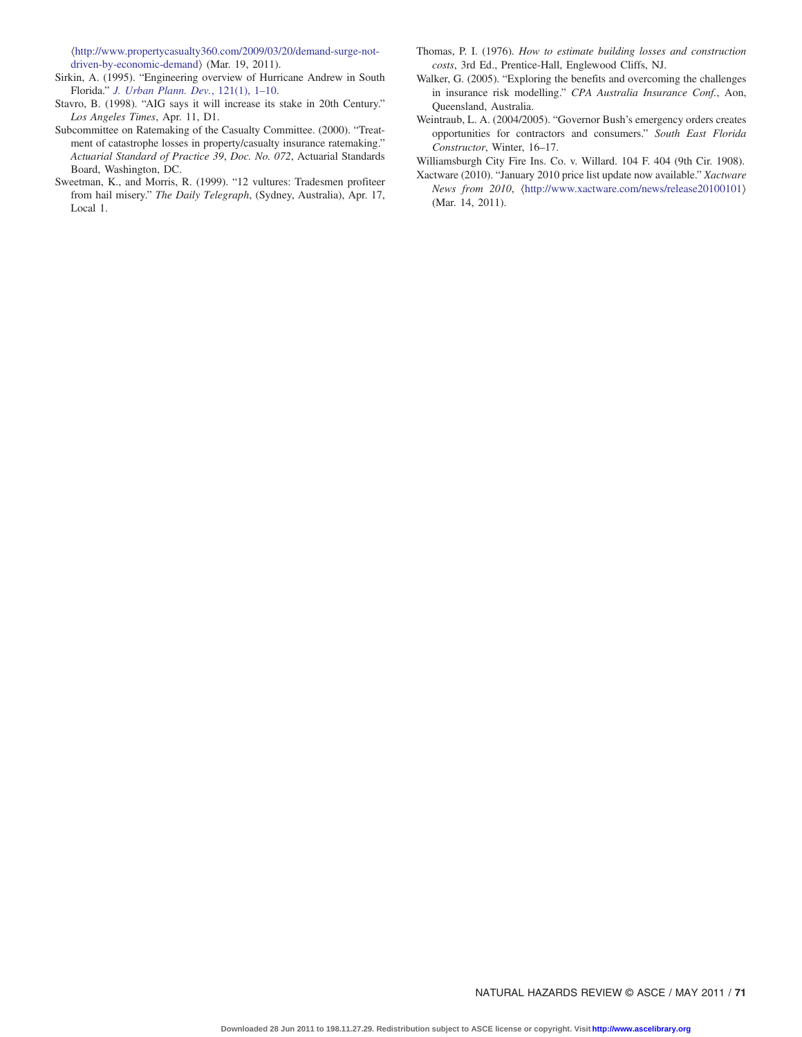⟨http://www.propertycasualty360.com/2009/03/20/demand-surge-not-driven-by-economic-demand⟩ (Mar. 19, 2011).

Sirkin, A. (1995). "Engineering overview of Hurricane Andrew in South Florida." *J. Urban Plann. Dev.*, 121(1), 1–10.

Stavro, B. (1998). "AIG says it will increase its stake in 20th Century." *Los Angeles Times*, Apr. 11, D1.

Subcommittee on Ratemaking of the Casualty Committee. (2000). "Treatment of catastrophe losses in property/casualty insurance ratemaking." *Actuarial Standard of Practice 39*, *Doc. No. 072*, Actuarial Standards Board, Washington, DC.

Sweetman, K., and Morris, R. (1999). "12 vultures: Tradesmen profiteer from hail misery." *The Daily Telegraph*, (Sydney, Australia), Apr. 17, Local 1.

Thomas, P. I. (1976). *How to estimate building losses and construction costs*, 3rd Ed., Prentice-Hall, Englewood Cliffs, NJ.

Walker, G. (2005). "Exploring the benefits and overcoming the challenges in insurance risk modelling." *CPA Australia Insurance Conf.*, Aon, Queensland, Australia.

Weintraub, L. A. (2004/2005). "Governor Bush's emergency orders creates opportunities for contractors and consumers." *South East Florida Constructor*, Winter, 16–17.

Williamsburgh City Fire Ins. Co. v. Willard. 104 F. 404 (9th Cir. 1908).

Xactware (2010). "January 2010 price list update now available." *Xactware News from 2010*, ⟨http://www.xactware.com/news/release20100101⟩ (Mar. 14, 2011).